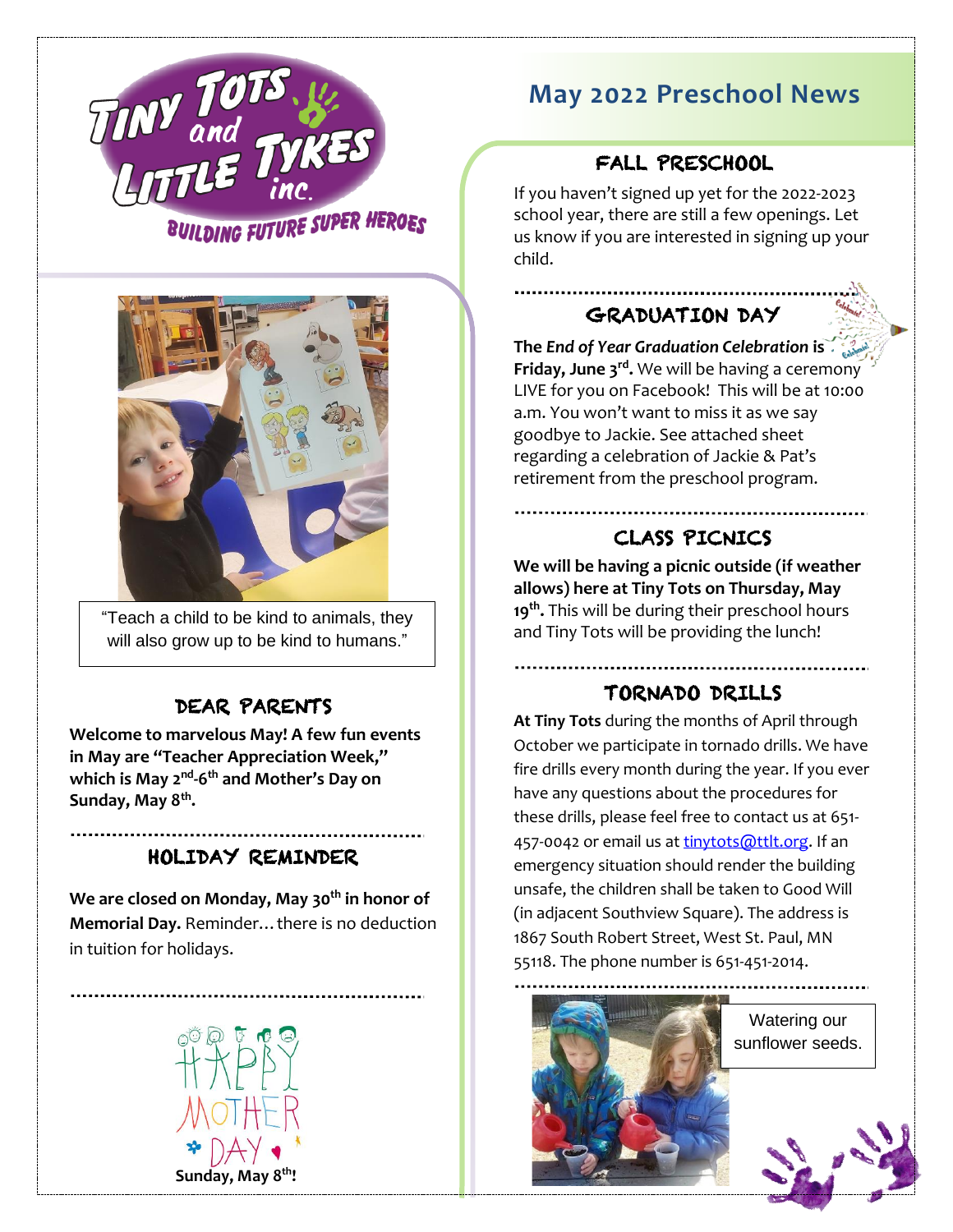# Tiny Tots and Little Tykes inc.

BUILDING FUTURE SUPER HEROES

"Teach a child to be kind to animals, they will also grow up to be kind to humans."

## DEAR PARENTS

**Welcome to marvelous May! A few fun events in May are "Teacher Appreciation Week," which is May 2nd-6th and Mother's Day on Sunday, May 8th.**

## HOLIDAY REMINDER

**We are closed on Monday, May 30th in honor of Memorial Day.** Reminder… there is no deduction in tuition for holidays.

HAPPY MOTHER DAY

**Sunday, May 8th!**

# May 2022 Preschool News

## FALL PRESCHOOL

If you haven't signed up yet for the 2022-2023 school year, there are still a few openings. Let us know if you are interested in signing up your child.

## GRADUATION DAY

**The *End of Year Graduation Celebration* is Friday, June 3rd.** We will be having a ceremony LIVE for you on Facebook! This will be at 10:00 a.m. You won't want to miss it as we say goodbye to Jackie. See attached sheet regarding a celebration of Jackie & Pat's retirement from the preschool program.

## CLASS PICNICS

**We will be having a picnic outside (if weather allows) here at Tiny Tots on Thursday, May 19th.** This will be during their preschool hours and Tiny Tots will be providing the lunch!

## TORNADO DRILLS

**At Tiny Tots** during the months of April through October we participate in tornado drills. We have fire drills every month during the year. If you ever have any questions about the procedures for these drills, please feel free to contact us at 651-457-0042 or email us at tinytots@ttlt.org. If an emergency situation should render the building unsafe, the children shall be taken to Good Will (in adjacent Southview Square). The address is 1867 South Robert Street, West St. Paul, MN 55118. The phone number is 651-451-2014.

Watering our sunflower seeds.